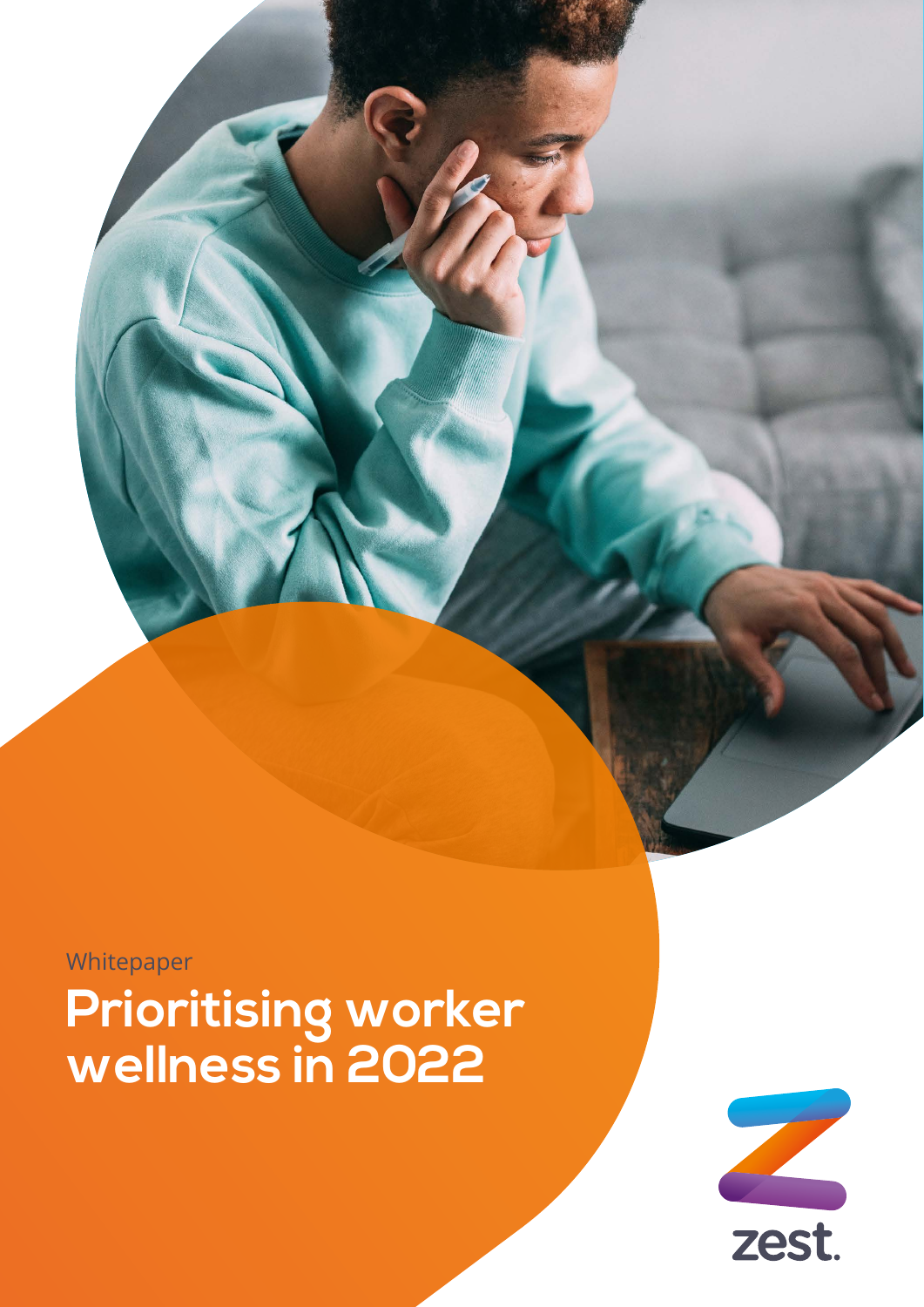Whitepaper

# Prioritising worker wellness in 2022

zest.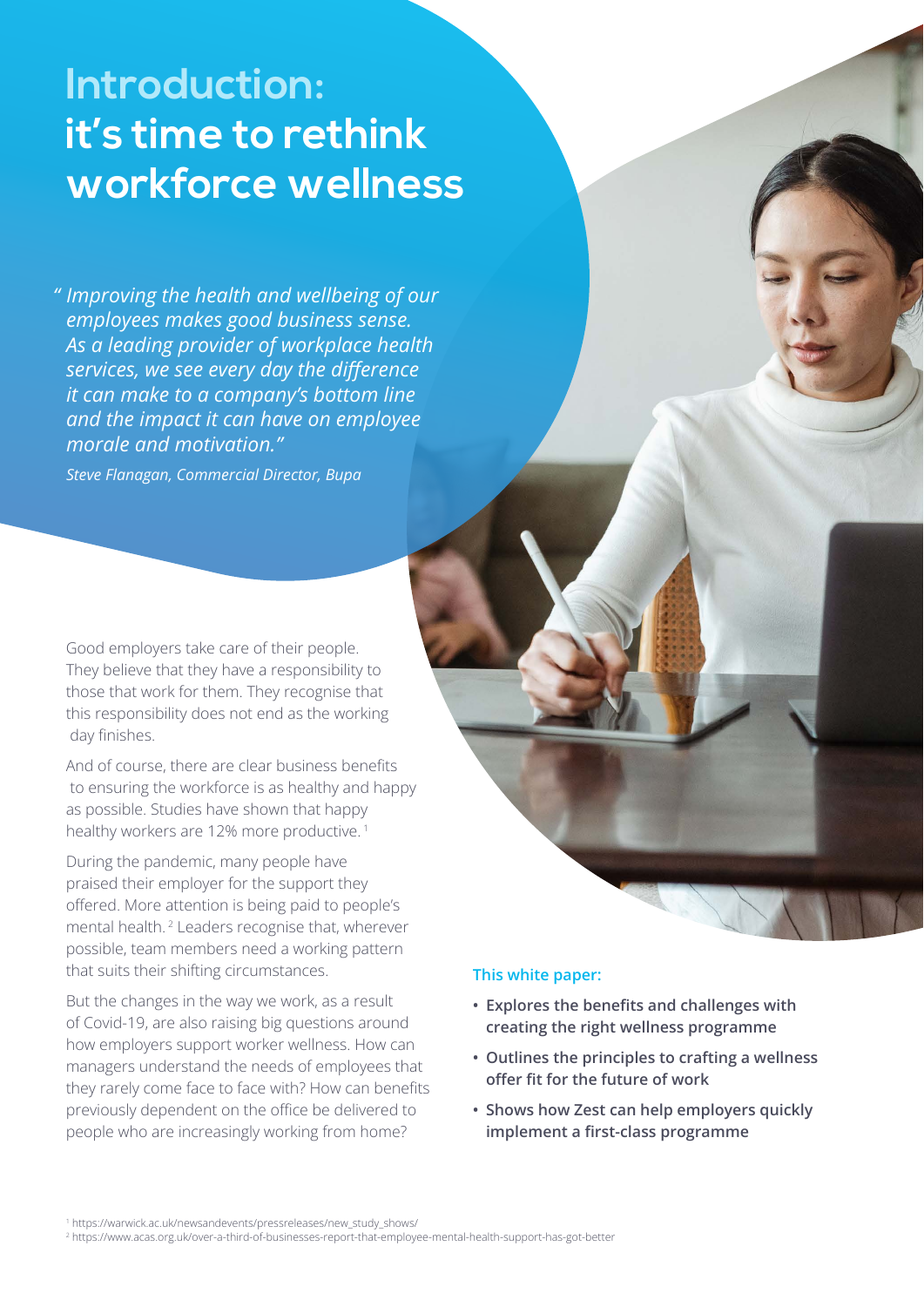# Introduction: it's time to rethink workforce wellness

*"Improving the health and wellbeing of our employees makes good business sense. As a leading provider of workplace health services, we see every day the difference it can make to a company's bottom line and the impact it can have on employee morale and motivation."*

*Steve Flanagan, Commercial Director, Bupa*

Good employers take care of their people. They believe that they have a responsibility to those that work for them. They recognise that this responsibility does not end as the working day finishes.

And of course, there are clear business benefits to ensuring the workforce is as healthy and happy as possible. Studies have shown that happy healthy workers are 12% more productive. [1]

During the pandemic, many people have praised their employer for the support they offered. More attention is being paid to people's mental health. [2] Leaders recognise that, wherever possible, team members need a working pattern that suits their shifting circumstances.

But the changes in the way we work, as a result of Covid-19, are also raising big questions around how employers support worker wellness. How can managers understand the needs of employees that they rarely come face to face with? How can benefits previously dependent on the office be delivered to people who are increasingly working from home?

**This white paper:**

- **Explores the benefits and challenges with creating the right wellness programme**
- **Outlines the principles to crafting a wellness offer fit for the future of work**
- **Shows how Zest can help employers quickly implement a first-class programme**

[1] https://warwick.ac.uk/newsandevents/pressreleases/new_study_shows/
[2] https://www.acas.org.uk/over-a-third-of-businesses-report-that-employee-mental-health-support-has-got-better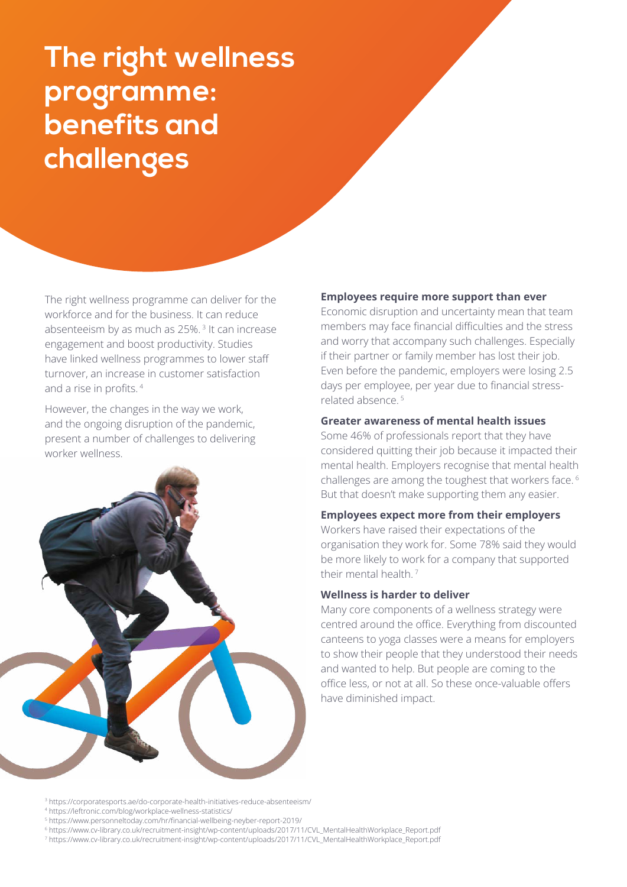# The right wellness programme: benefits and challenges

The right wellness programme can deliver for the workforce and for the business. It can reduce absenteeism by as much as 25%.[3] It can increase engagement and boost productivity. Studies have linked wellness programmes to lower staff turnover, an increase in customer satisfaction and a rise in profits.[4]

However, the changes in the way we work, and the ongoing disruption of the pandemic, present a number of challenges to delivering worker wellness.

**Employees require more support than ever**
Economic disruption and uncertainty mean that team members may face financial difficulties and the stress and worry that accompany such challenges. Especially if their partner or family member has lost their job. Even before the pandemic, employers were losing 2.5 days per employee, per year due to financial stress-related absence.[5]

**Greater awareness of mental health issues**
Some 46% of professionals report that they have considered quitting their job because it impacted their mental health. Employers recognise that mental health challenges are among the toughest that workers face.[6] But that doesn't make supporting them any easier.

**Employees expect more from their employers**
Workers have raised their expectations of the organisation they work for. Some 78% said they would be more likely to work for a company that supported their mental health.[7]

**Wellness is harder to deliver**
Many core components of a wellness strategy were centred around the office. Everything from discounted canteens to yoga classes were a means for employers to show their people that they understood their needs and wanted to help. But people are coming to the office less, or not at all. So these once-valuable offers have diminished impact.

[3] https://corporatesports.ae/do-corporate-health-initiatives-reduce-absenteeism/
[4] https://leftronic.com/blog/workplace-wellness-statistics/
[5] https://www.personneltoday.com/hr/financial-wellbeing-neyber-report-2019/
[6] https://www.cv-library.co.uk/recruitment-insight/wp-content/uploads/2017/11/CVL_MentalHealthWorkplace_Report.pdf
[7] https://www.cv-library.co.uk/recruitment-insight/wp-content/uploads/2017/11/CVL_MentalHealthWorkplace_Report.pdf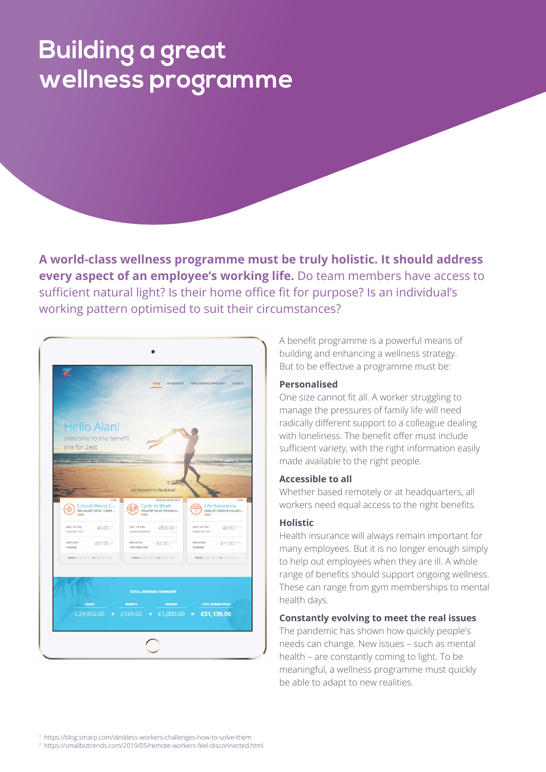# Building a great wellness programme

**A world-class wellness programme must be truly holistic. It should address every aspect of an employee's working life.** Do team members have access to sufficient natural light? Is their home office fit for purpose? Is an individual's working pattern optimised to suit their circumstances?

A benefit programme is a powerful means of building and enhancing a wellness strategy. But to be effective a programme must be:

### Personalised

One size cannot fit all. A worker struggling to manage the pressures of family life will need radically different support to a colleague dealing with loneliness. The benefit offer must include sufficient variety, with the right information easily made available to the right people.

### Accessible to all

Whether based remotely or at headquarters, all workers need equal access to the right benefits.

### Holistic

Health insurance will always remain important for many employees. But it is no longer enough simply to help out employees when they are ill. A whole range of benefits should support ongoing wellness. These can range from gym memberships to mental health days.

### Constantly evolving to meet the real issues

The pandemic has shown how quickly people's needs can change. New issues – such as mental health – are constantly coming to light. To be meaningful, a wellness programme must quickly be able to adapt to new realities.

[1] https://blog.smarp.com/deskless-workers-challenges-how-to-solve-them
[2] https://smallbiztrends.com/2019/05/remote-workers-feel-disconnected.html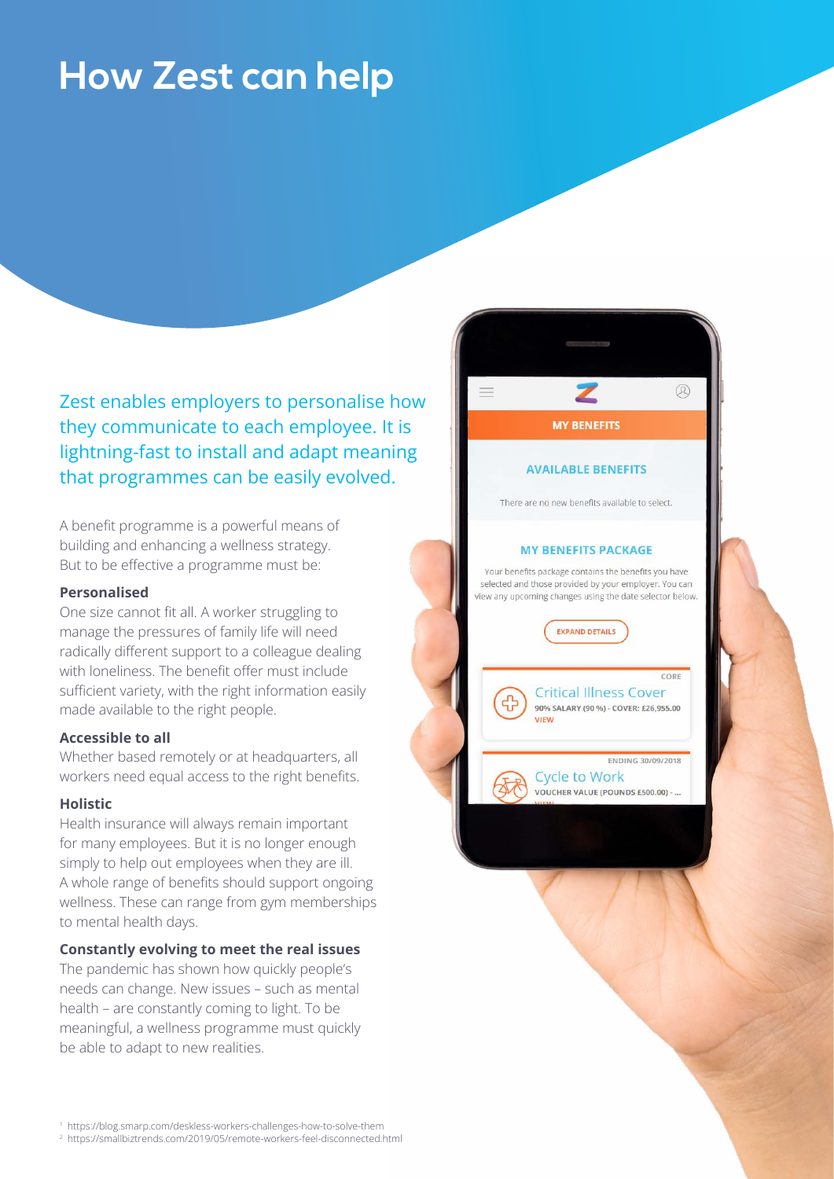# How Zest can help

Zest enables employers to personalise how they communicate to each employee. It is lightning-fast to install and adapt meaning that programmes can be easily evolved.

A benefit programme is a powerful means of building and enhancing a wellness strategy. But to be effective a programme must be:

**Personalised**

One size cannot fit all. A worker struggling to manage the pressures of family life will need radically different support to a colleague dealing with loneliness. The benefit offer must include sufficient variety, with the right information easily made available to the right people.

**Accessible to all**

Whether based remotely or at headquarters, all workers need equal access to the right benefits.

**Holistic**

Health insurance will always remain important for many employees. But it is no longer enough simply to help out employees when they are ill. A whole range of benefits should support ongoing wellness. These can range from gym memberships to mental health days.

**Constantly evolving to meet the real issues**

The pandemic has shown how quickly people's needs can change. New issues – such as mental health – are constantly coming to light. To be meaningful, a wellness programme must quickly be able to adapt to new realities.

MY BENEFITS

AVAILABLE BENEFITS

There are no new benefits available to select.

MY BENEFITS PACKAGE

Your benefits package contains the benefits you have selected and those provided by your employer. You can view any upcoming changes using the date selector below.

EXPAND DETAILS

CORE

Critical Illness Cover

90% SALARY (90 %) - COVER: £26,955.00

VIEW

ENDING 30/09/2018

Cycle to Work

VOUCHER VALUE (POUNDS £500.00) - ...

[1] https://blog.smarp.com/deskless-workers-challenges-how-to-solve-them

[2] https://smallbiztrends.com/2019/05/remote-workers-feel-disconnected.html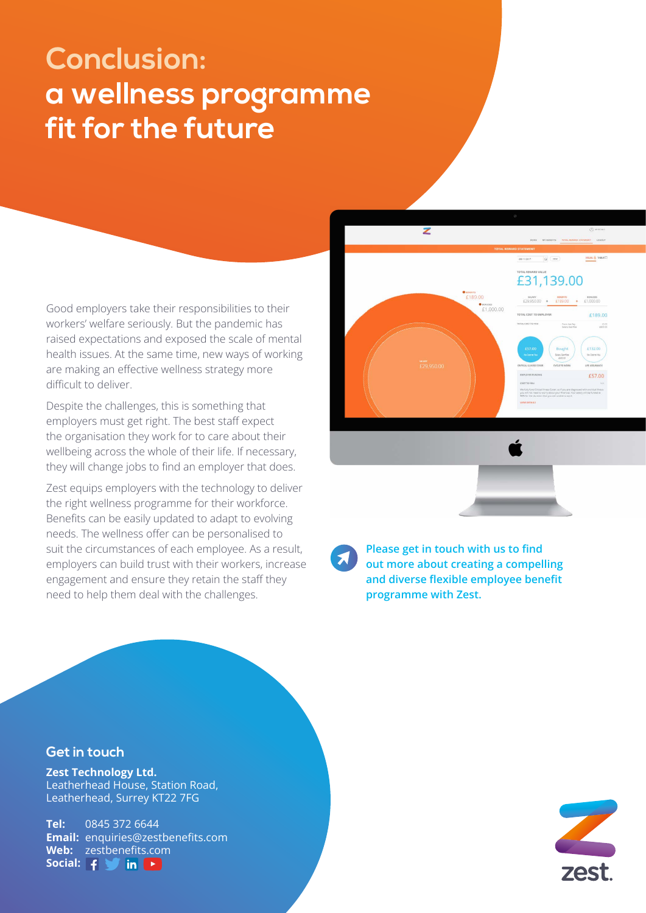# Conclusion: a wellness programme fit for the future

Good employers take their responsibilities to their workers' welfare seriously. But the pandemic has raised expectations and exposed the scale of mental health issues. At the same time, new ways of working are making an effective wellness strategy more difficult to deliver.

Despite the challenges, this is something that employers must get right. The best staff expect the organisation they work for to care about their wellbeing across the whole of their life. If necessary, they will change jobs to find an employer that does.

Zest equips employers with the technology to deliver the right wellness programme for their workforce. Benefits can be easily updated to adapt to evolving needs. The wellness offer can be personalised to suit the circumstances of each employee. As a result, employers can build trust with their workers, increase engagement and ensure they retain the staff they need to help them deal with the challenges.

**Please get in touch with us to find out more about creating a compelling and diverse flexible employee benefit programme with Zest.**

## Get in touch

**Zest Technology Ltd.**
Leatherhead House, Station Road,
Leatherhead, Surrey KT22 7FG

**Tel:** 0845 372 6644
**Email:** enquiries@zestbenefits.com
**Web:** zestbenefits.com
**Social:**

zest.